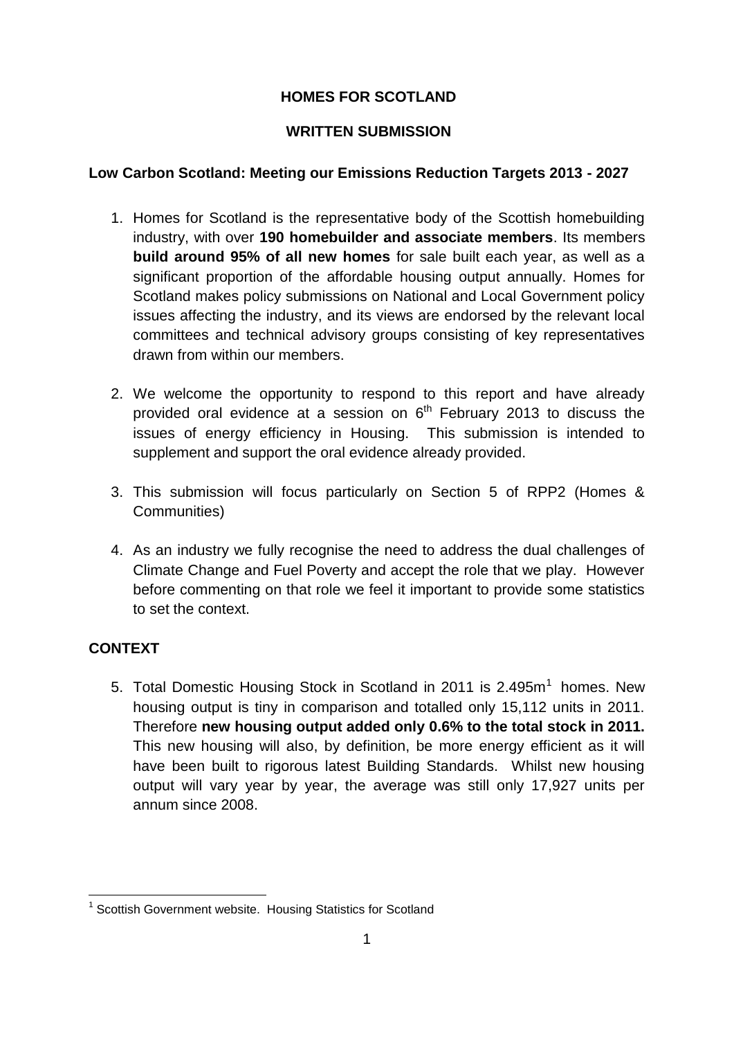**HOMES FOR SCOTLAND**

**WRITTEN SUBMISSION**

**Low Carbon Scotland: Meeting our Emissions Reduction Targets 2013 - 2027**

1. Homes for Scotland is the representative body of the Scottish homebuilding industry, with over **190 homebuilder and associate members**. Its members **build around 95% of all new homes** for sale built each year, as well as a significant proportion of the affordable housing output annually. Homes for Scotland makes policy submissions on National and Local Government policy issues affecting the industry, and its views are endorsed by the relevant local committees and technical advisory groups consisting of key representatives drawn from within our members.

2. We welcome the opportunity to respond to this report and have already provided oral evidence at a session on 6th February 2013 to discuss the issues of energy efficiency in Housing. This submission is intended to supplement and support the oral evidence already provided.

3. This submission will focus particularly on Section 5 of RPP2 (Homes & Communities)

4. As an industry we fully recognise the need to address the dual challenges of Climate Change and Fuel Poverty and accept the role that we play. However before commenting on that role we feel it important to provide some statistics to set the context.

## CONTEXT

5. Total Domestic Housing Stock in Scotland in 2011 is 2.495m[1] homes. New housing output is tiny in comparison and totalled only 15,112 units in 2011. Therefore **new housing output added only 0.6% to the total stock in 2011.** This new housing will also, by definition, be more energy efficient as it will have been built to rigorous latest Building Standards. Whilst new housing output will vary year by year, the average was still only 17,927 units per annum since 2008.

[1] Scottish Government website. Housing Statistics for Scotland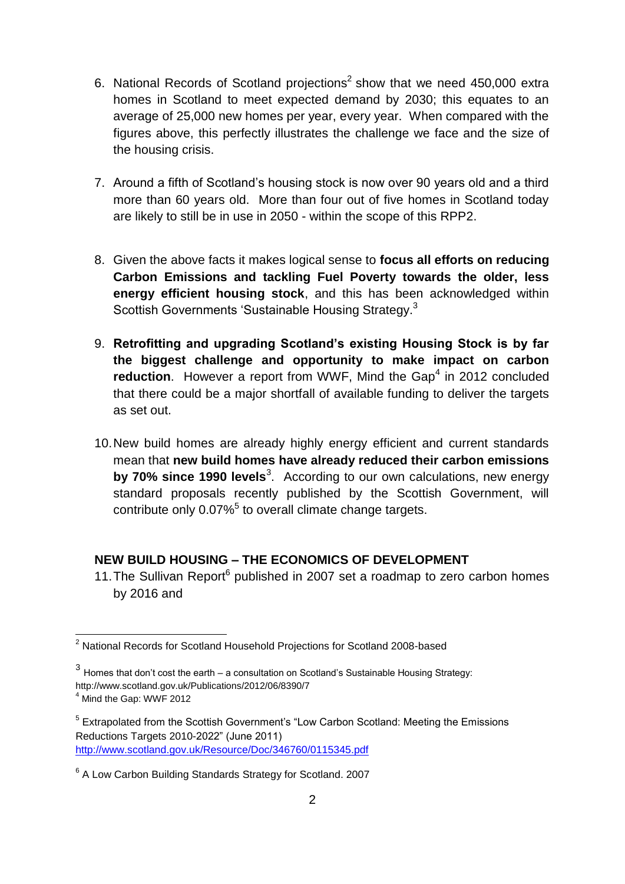6. National Records of Scotland projections[2] show that we need 450,000 extra homes in Scotland to meet expected demand by 2030; this equates to an average of 25,000 new homes per year, every year. When compared with the figures above, this perfectly illustrates the challenge we face and the size of the housing crisis.

7. Around a fifth of Scotland's housing stock is now over 90 years old and a third more than 60 years old. More than four out of five homes in Scotland today are likely to still be in use in 2050 - within the scope of this RPP2.

8. Given the above facts it makes logical sense to **focus all efforts on reducing Carbon Emissions and tackling Fuel Poverty towards the older, less energy efficient housing stock**, and this has been acknowledged within Scottish Governments 'Sustainable Housing Strategy.[3]

9. **Retrofitting and upgrading Scotland's existing Housing Stock is by far the biggest challenge and opportunity to make impact on carbon reduction**. However a report from WWF, Mind the Gap[4] in 2012 concluded that there could be a major shortfall of available funding to deliver the targets as set out.

10. New build homes are already highly energy efficient and current standards mean that **new build homes have already reduced their carbon emissions by 70% since 1990 levels**[3]. According to our own calculations, new energy standard proposals recently published by the Scottish Government, will contribute only 0.07%[5] to overall climate change targets.

## NEW BUILD HOUSING – THE ECONOMICS OF DEVELOPMENT

11. The Sullivan Report[6] published in 2007 set a roadmap to zero carbon homes by 2016 and

---

[2] National Records for Scotland Household Projections for Scotland 2008-based

[3] Homes that don't cost the earth – a consultation on Scotland's Sustainable Housing Strategy: http://www.scotland.gov.uk/Publications/2012/06/8390/7

[4] Mind the Gap: WWF 2012

[5] Extrapolated from the Scottish Government's "Low Carbon Scotland: Meeting the Emissions Reductions Targets 2010-2022" (June 2011) http://www.scotland.gov.uk/Resource/Doc/346760/0115345.pdf

[6] A Low Carbon Building Standards Strategy for Scotland. 2007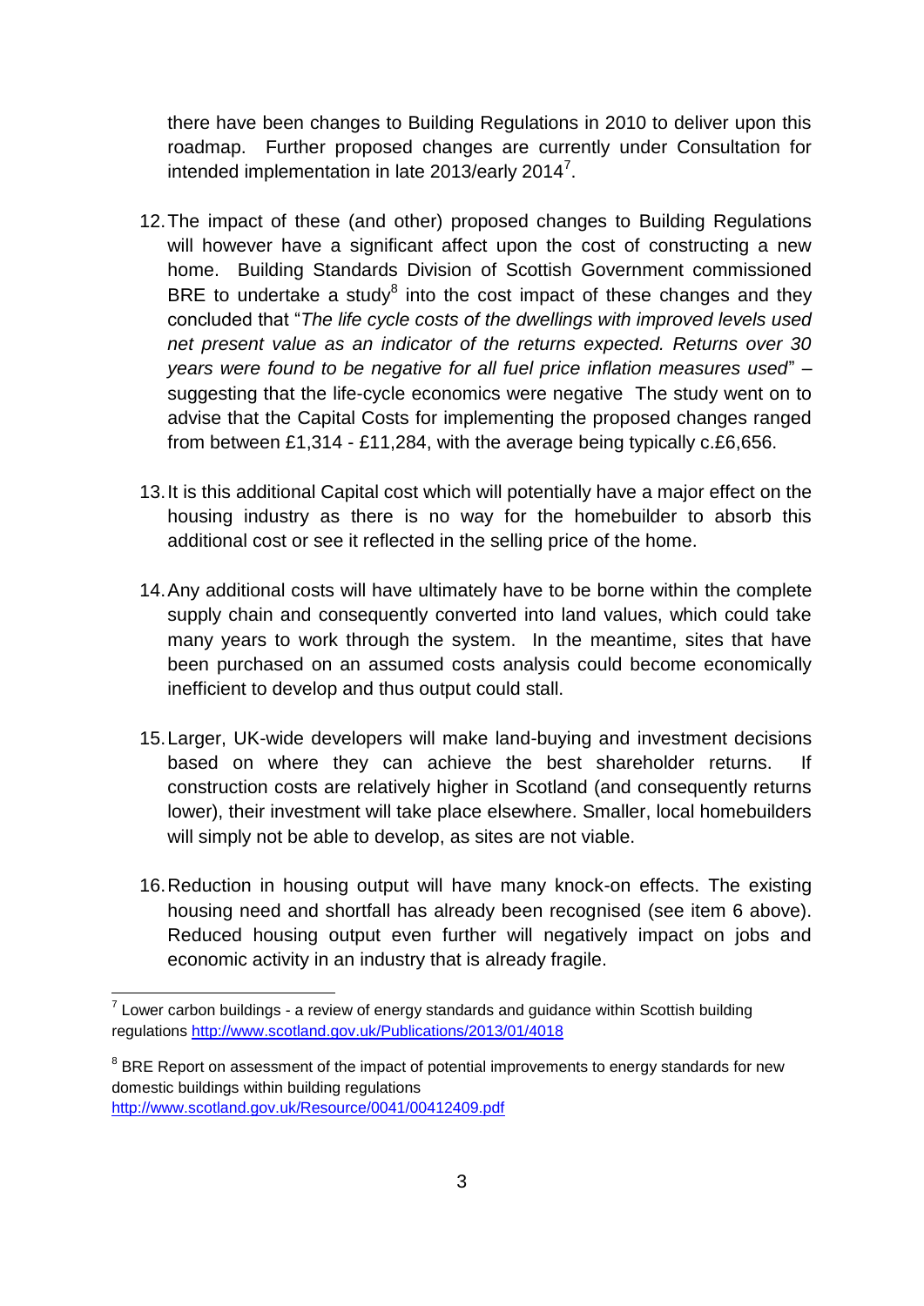there have been changes to Building Regulations in 2010 to deliver upon this roadmap. Further proposed changes are currently under Consultation for intended implementation in late 2013/early 2014[7].

12. The impact of these (and other) proposed changes to Building Regulations will however have a significant affect upon the cost of constructing a new home. Building Standards Division of Scottish Government commissioned BRE to undertake a study[8] into the cost impact of these changes and they concluded that "*The life cycle costs of the dwellings with improved levels used net present value as an indicator of the returns expected. Returns over 30 years were found to be negative for all fuel price inflation measures used*" – suggesting that the life-cycle economics were negative The study went on to advise that the Capital Costs for implementing the proposed changes ranged from between £1,314 - £11,284, with the average being typically c.£6,656.

13. It is this additional Capital cost which will potentially have a major effect on the housing industry as there is no way for the homebuilder to absorb this additional cost or see it reflected in the selling price of the home.

14. Any additional costs will have ultimately have to be borne within the complete supply chain and consequently converted into land values, which could take many years to work through the system. In the meantime, sites that have been purchased on an assumed costs analysis could become economically inefficient to develop and thus output could stall.

15. Larger, UK-wide developers will make land-buying and investment decisions based on where they can achieve the best shareholder returns. If construction costs are relatively higher in Scotland (and consequently returns lower), their investment will take place elsewhere. Smaller, local homebuilders will simply not be able to develop, as sites are not viable.

16. Reduction in housing output will have many knock-on effects. The existing housing need and shortfall has already been recognised (see item 6 above). Reduced housing output even further will negatively impact on jobs and economic activity in an industry that is already fragile.

---

[7] Lower carbon buildings - a review of energy standards and guidance within Scottish building regulations http://www.scotland.gov.uk/Publications/2013/01/4018

[8] BRE Report on assessment of the impact of potential improvements to energy standards for new domestic buildings within building regulations http://www.scotland.gov.uk/Resource/0041/00412409.pdf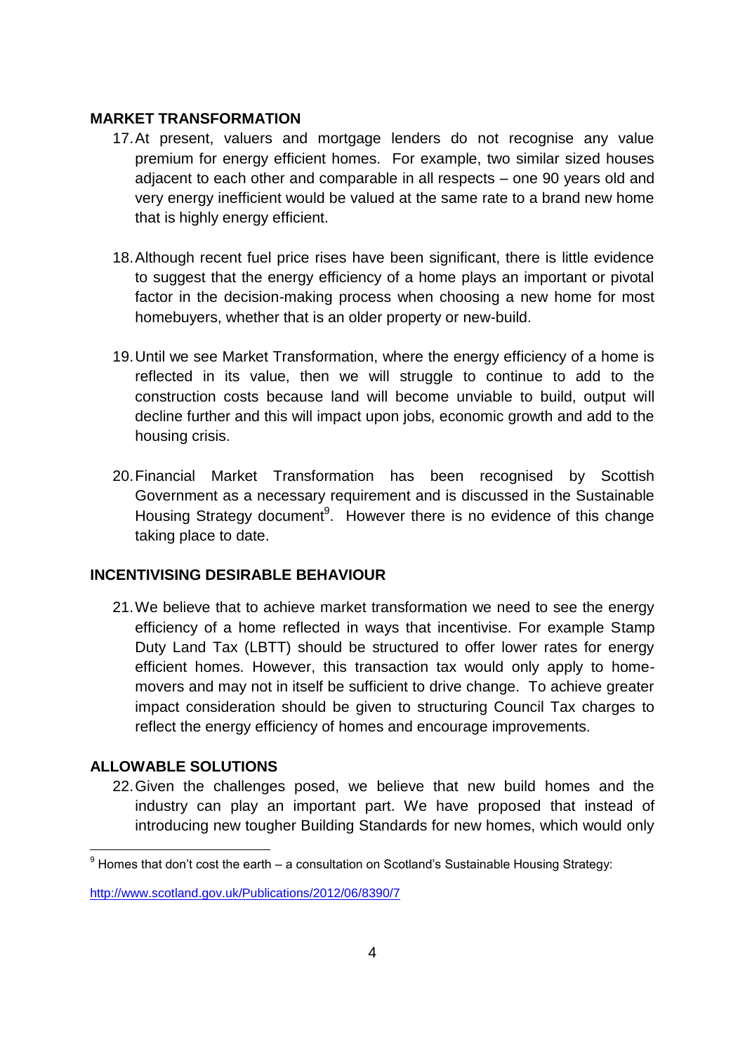## MARKET TRANSFORMATION

17. At present, valuers and mortgage lenders do not recognise any value premium for energy efficient homes. For example, two similar sized houses adjacent to each other and comparable in all respects – one 90 years old and very energy inefficient would be valued at the same rate to a brand new home that is highly energy efficient.

18. Although recent fuel price rises have been significant, there is little evidence to suggest that the energy efficiency of a home plays an important or pivotal factor in the decision-making process when choosing a new home for most homebuyers, whether that is an older property or new-build.

19. Until we see Market Transformation, where the energy efficiency of a home is reflected in its value, then we will struggle to continue to add to the construction costs because land will become unviable to build, output will decline further and this will impact upon jobs, economic growth and add to the housing crisis.

20. Financial Market Transformation has been recognised by Scottish Government as a necessary requirement and is discussed in the Sustainable Housing Strategy document[9]. However there is no evidence of this change taking place to date.

## INCENTIVISING DESIRABLE BEHAVIOUR

21. We believe that to achieve market transformation we need to see the energy efficiency of a home reflected in ways that incentivise. For example Stamp Duty Land Tax (LBTT) should be structured to offer lower rates for energy efficient homes. However, this transaction tax would only apply to home-movers and may not in itself be sufficient to drive change. To achieve greater impact consideration should be given to structuring Council Tax charges to reflect the energy efficiency of homes and encourage improvements.

## ALLOWABLE SOLUTIONS

22. Given the challenges posed, we believe that new build homes and the industry can play an important part. We have proposed that instead of introducing new tougher Building Standards for new homes, which would only

---

[9] Homes that don't cost the earth – a consultation on Scotland's Sustainable Housing Strategy: http://www.scotland.gov.uk/Publications/2012/06/8390/7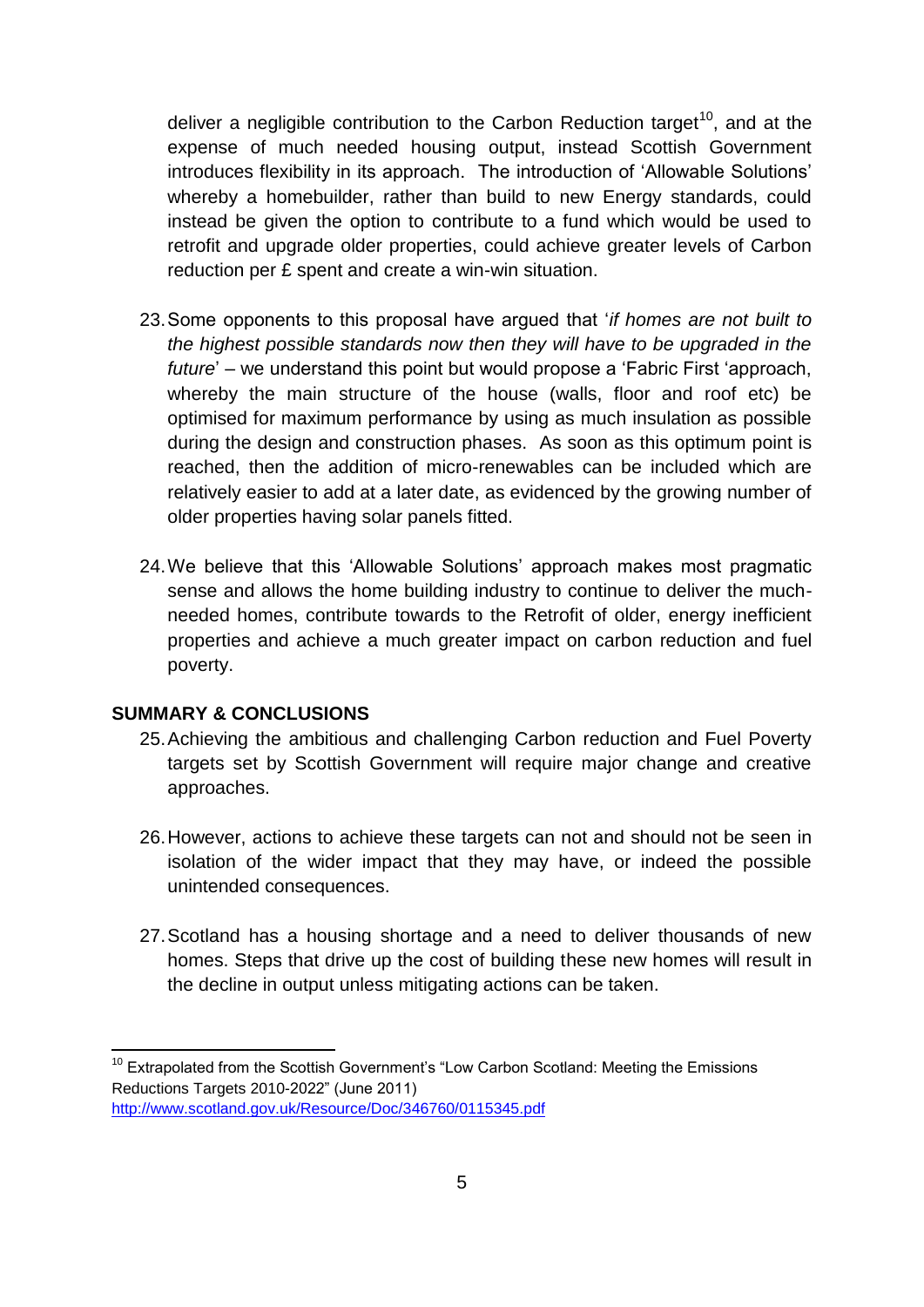deliver a negligible contribution to the Carbon Reduction target[10], and at the expense of much needed housing output, instead Scottish Government introduces flexibility in its approach. The introduction of 'Allowable Solutions' whereby a homebuilder, rather than build to new Energy standards, could instead be given the option to contribute to a fund which would be used to retrofit and upgrade older properties, could achieve greater levels of Carbon reduction per £ spent and create a win-win situation.

23. Some opponents to this proposal have argued that '*if homes are not built to the highest possible standards now then they will have to be upgraded in the future*' – we understand this point but would propose a 'Fabric First 'approach, whereby the main structure of the house (walls, floor and roof etc) be optimised for maximum performance by using as much insulation as possible during the design and construction phases. As soon as this optimum point is reached, then the addition of micro-renewables can be included which are relatively easier to add at a later date, as evidenced by the growing number of older properties having solar panels fitted.

24. We believe that this 'Allowable Solutions' approach makes most pragmatic sense and allows the home building industry to continue to deliver the much-needed homes, contribute towards to the Retrofit of older, energy inefficient properties and achieve a much greater impact on carbon reduction and fuel poverty.

## SUMMARY & CONCLUSIONS

25. Achieving the ambitious and challenging Carbon reduction and Fuel Poverty targets set by Scottish Government will require major change and creative approaches.

26. However, actions to achieve these targets can not and should not be seen in isolation of the wider impact that they may have, or indeed the possible unintended consequences.

27. Scotland has a housing shortage and a need to deliver thousands of new homes. Steps that drive up the cost of building these new homes will result in the decline in output unless mitigating actions can be taken.

---

[10] Extrapolated from the Scottish Government's "Low Carbon Scotland: Meeting the Emissions Reductions Targets 2010-2022" (June 2011) http://www.scotland.gov.uk/Resource/Doc/346760/0115345.pdf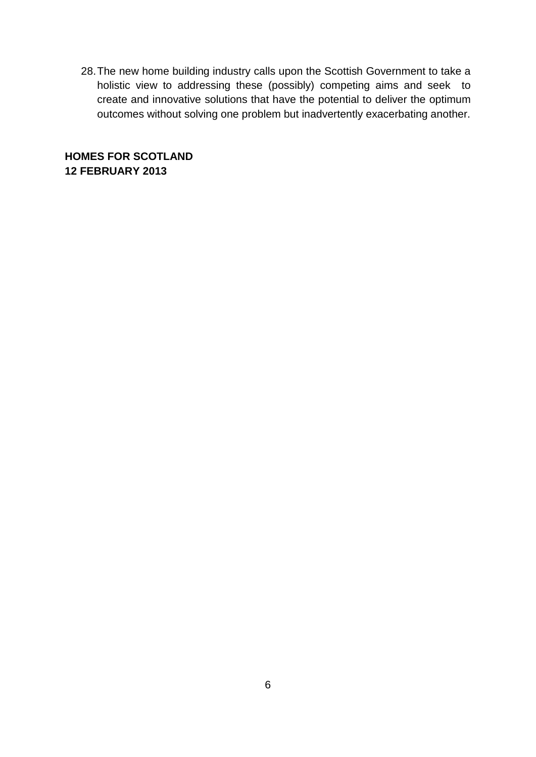28. The new home building industry calls upon the Scottish Government to take a holistic view to addressing these (possibly) competing aims and seek to create and innovative solutions that have the potential to deliver the optimum outcomes without solving one problem but inadvertently exacerbating another.

**HOMES FOR SCOTLAND**
**12 FEBRUARY 2013**